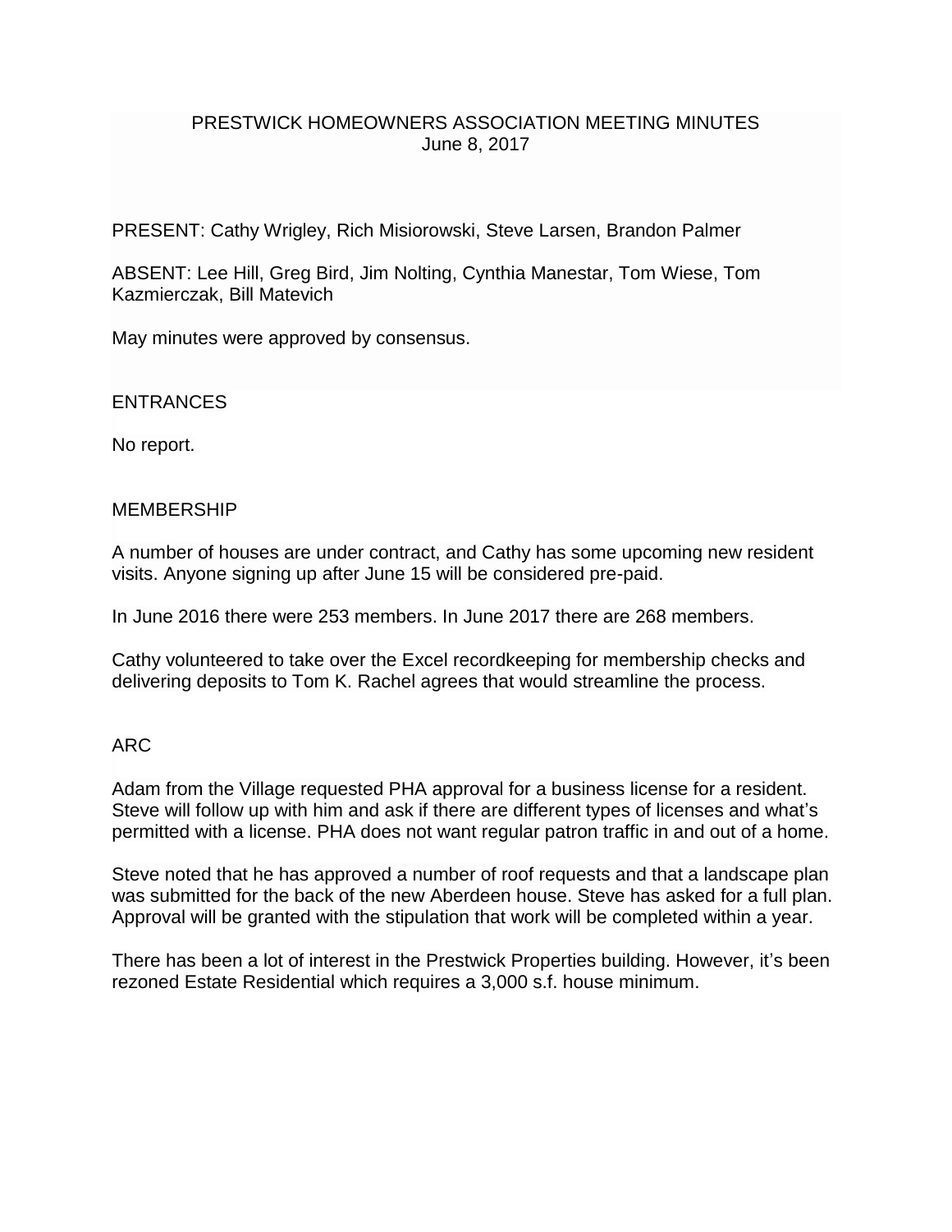# PRESTWICK HOMEOWNERS ASSOCIATION MEETING MINUTES

June 8, 2017

PRESENT: Cathy Wrigley, Rich Misiorowski, Steve Larsen, Brandon Palmer

ABSENT: Lee Hill, Greg Bird, Jim Nolting, Cynthia Manestar, Tom Wiese, Tom Kazmierczak, Bill Matevich

May minutes were approved by consensus.

## ENTRANCES

No report.

## MEMBERSHIP

A number of houses are under contract, and Cathy has some upcoming new resident visits. Anyone signing up after June 15 will be considered pre-paid.

In June 2016 there were 253 members. In June 2017 there are 268 members.

Cathy volunteered to take over the Excel recordkeeping for membership checks and delivering deposits to Tom K. Rachel agrees that would streamline the process.

## ARC

Adam from the Village requested PHA approval for a business license for a resident. Steve will follow up with him and ask if there are different types of licenses and what's permitted with a license. PHA does not want regular patron traffic in and out of a home.

Steve noted that he has approved a number of roof requests and that a landscape plan was submitted for the back of the new Aberdeen house. Steve has asked for a full plan. Approval will be granted with the stipulation that work will be completed within a year.

There has been a lot of interest in the Prestwick Properties building. However, it's been rezoned Estate Residential which requires a 3,000 s.f. house minimum.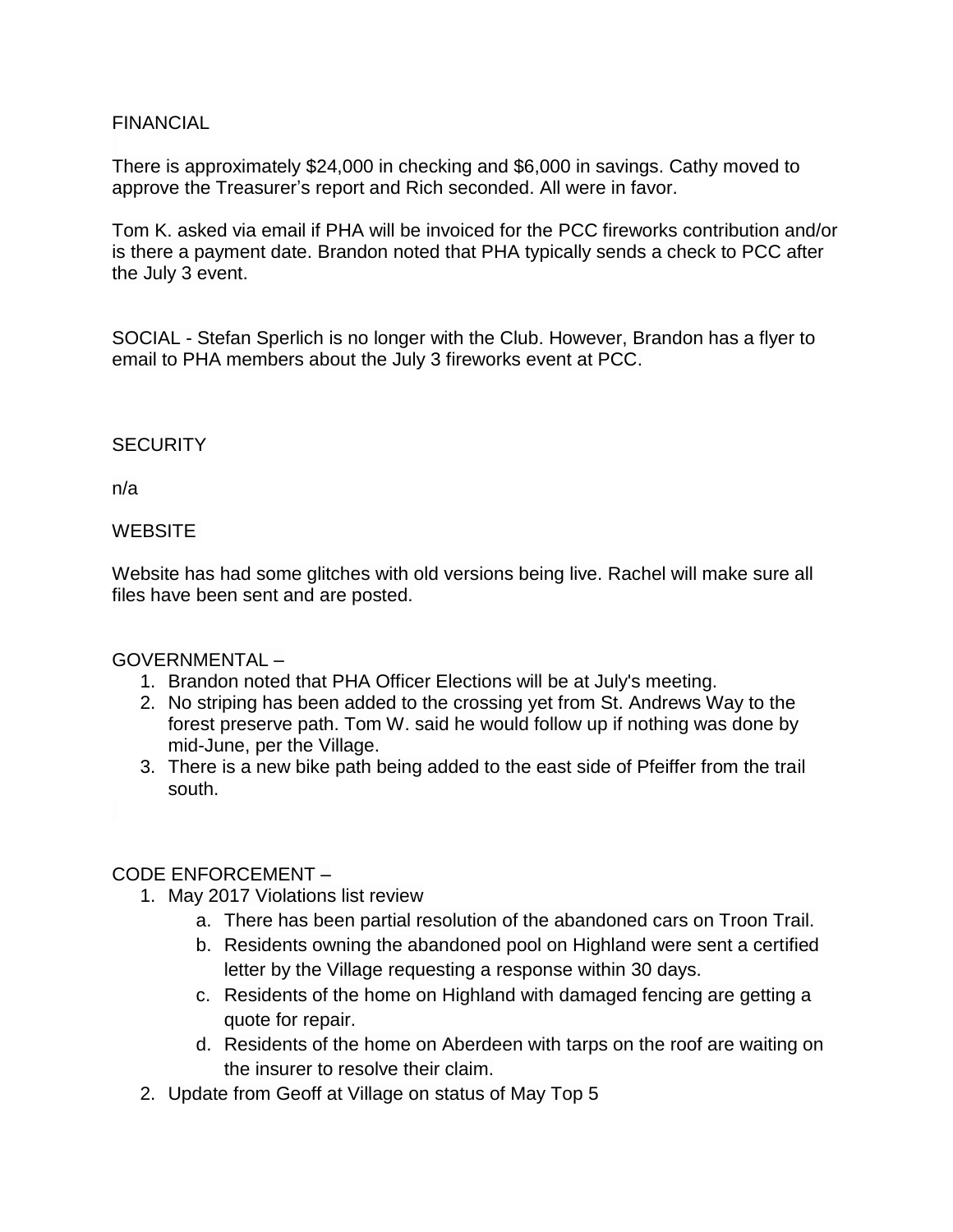## FINANCIAL

There is approximately $24,000 in checking and $6,000 in savings. Cathy moved to approve the Treasurer's report and Rich seconded. All were in favor.

Tom K. asked via email if PHA will be invoiced for the PCC fireworks contribution and/or is there a payment date. Brandon noted that PHA typically sends a check to PCC after the July 3 event.

SOCIAL - Stefan Sperlich is no longer with the Club. However, Brandon has a flyer to email to PHA members about the July 3 fireworks event at PCC.

## SECURITY

n/a

## WEBSITE

Website has had some glitches with old versions being live. Rachel will make sure all files have been sent and are posted.

## GOVERNMENTAL –

1. Brandon noted that PHA Officer Elections will be at July's meeting.
2. No striping has been added to the crossing yet from St. Andrews Way to the forest preserve path. Tom W. said he would follow up if nothing was done by mid-June, per the Village.
3. There is a new bike path being added to the east side of Pfeiffer from the trail south.

## CODE ENFORCEMENT –

1. May 2017 Violations list review
   a. There has been partial resolution of the abandoned cars on Troon Trail.
   b. Residents owning the abandoned pool on Highland were sent a certified letter by the Village requesting a response within 30 days.
   c. Residents of the home on Highland with damaged fencing are getting a quote for repair.
   d. Residents of the home on Aberdeen with tarps on the roof are waiting on the insurer to resolve their claim.
2. Update from Geoff at Village on status of May Top 5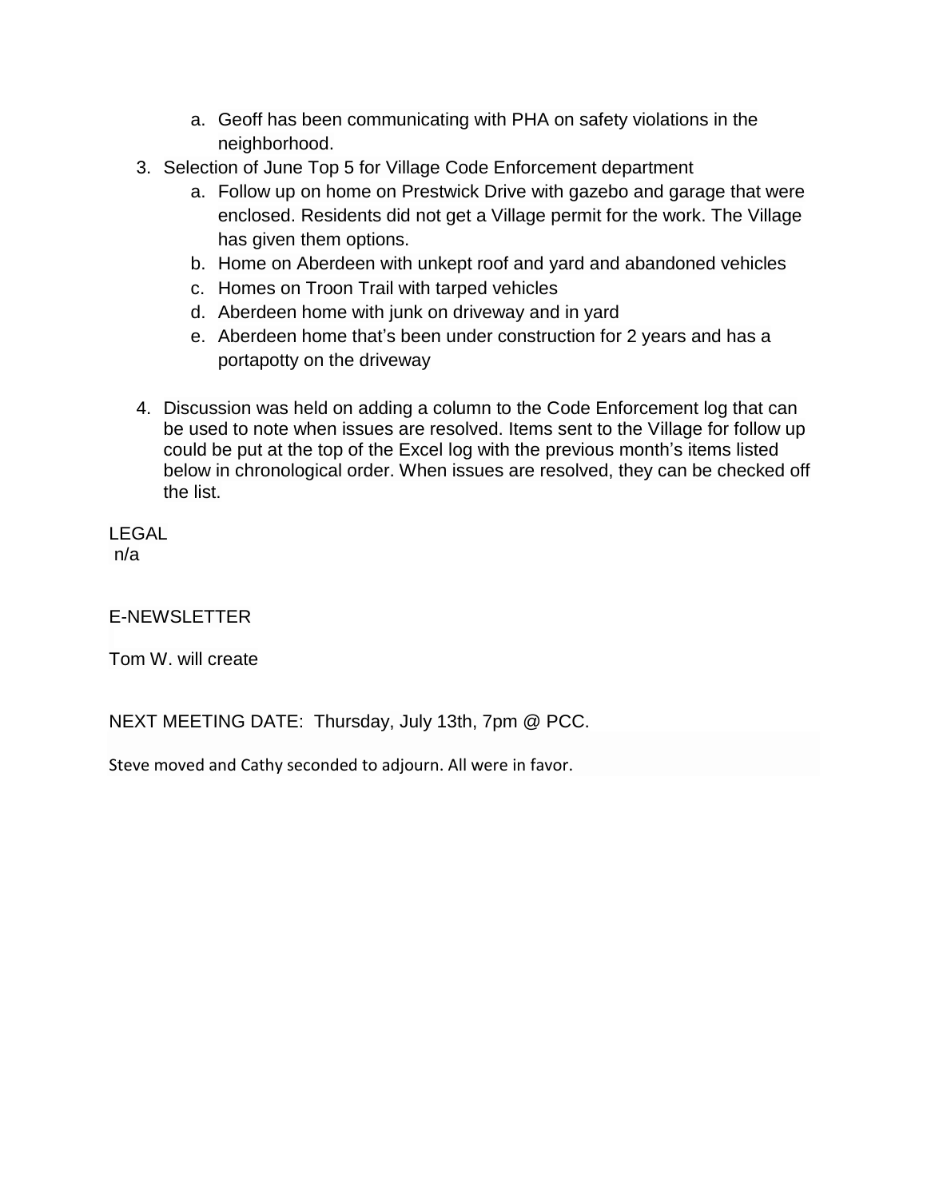a. Geoff has been communicating with PHA on safety violations in the neighborhood.

3. Selection of June Top 5 for Village Code Enforcement department
   a. Follow up on home on Prestwick Drive with gazebo and garage that were enclosed. Residents did not get a Village permit for the work. The Village has given them options.
   b. Home on Aberdeen with unkept roof and yard and abandoned vehicles
   c. Homes on Troon Trail with tarped vehicles
   d. Aberdeen home with junk on driveway and in yard
   e. Aberdeen home that's been under construction for 2 years and has a portapotty on the driveway

4. Discussion was held on adding a column to the Code Enforcement log that can be used to note when issues are resolved. Items sent to the Village for follow up could be put at the top of the Excel log with the previous month's items listed below in chronological order. When issues are resolved, they can be checked off the list.

LEGAL

n/a

E-NEWSLETTER

Tom W. will create

NEXT MEETING DATE: Thursday, July 13th, 7pm @ PCC.

Steve moved and Cathy seconded to adjourn. All were in favor.